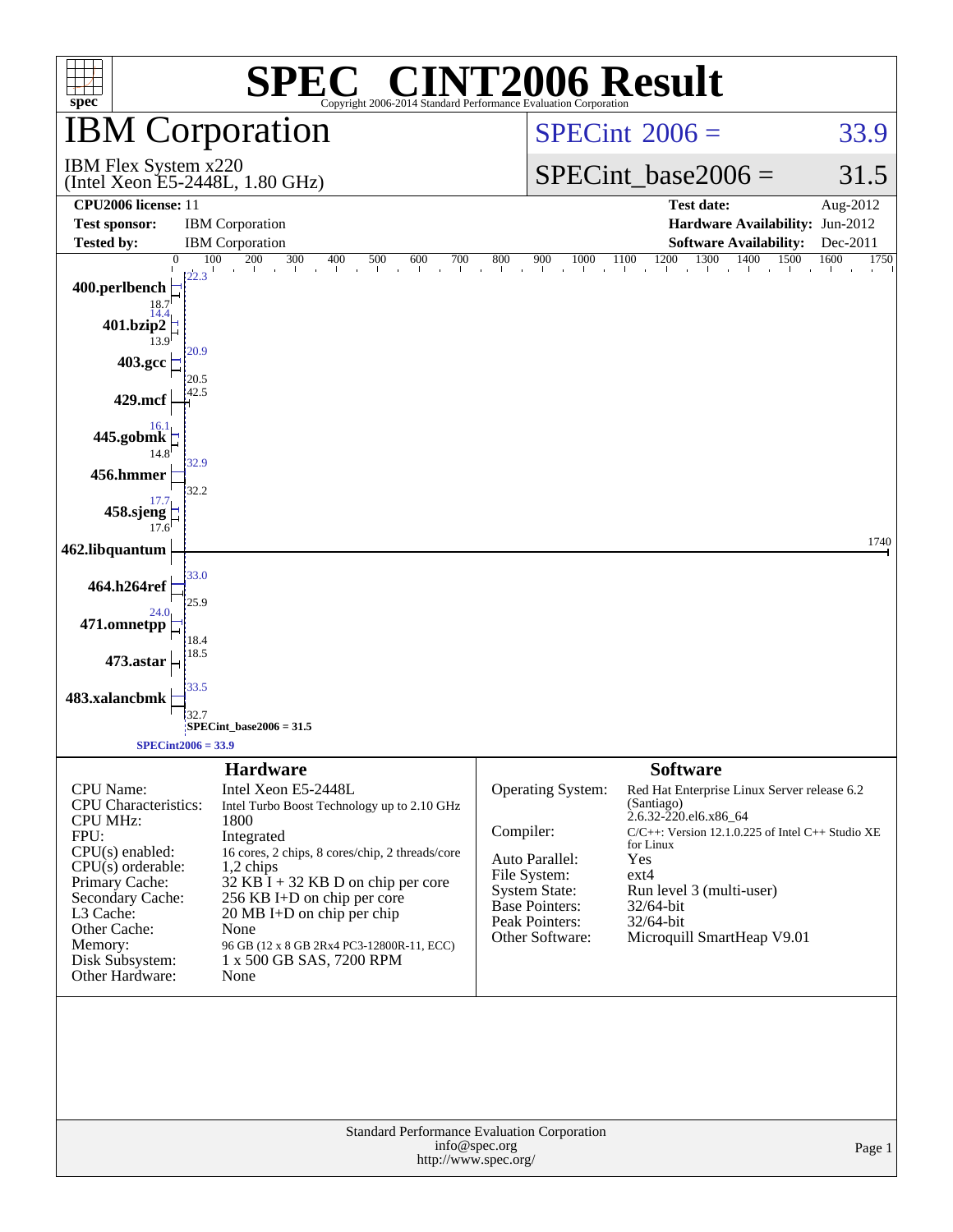# SPEC® CINT2006 Result

Copyright 2006-2014 Standard Performance Evaluation Corporation

## IBM Corporation

IBM Flex System x220
(Intel Xeon E5-2448L, 1.80 GHz)

SPECint 2006 = 33.9

SPECint_base2006 = 31.5

| | | | |
|---|---|---|---|
| **CPU2006 license:** 11 | | **Test date:** | Aug-2012 |
| **Test sponsor:** | IBM Corporation | **Hardware Availability:** | Jun-2012 |
| **Tested by:** | IBM Corporation | **Software Availability:** | Dec-2011 |

| Benchmark | Peak | Base |
|---|---|---|
| 400.perlbench | 22.3 | 18.7 |
| 401.bzip2 | 14.4 | 13.9 |
| 403.gcc | 20.9 | 20.5 |
| 429.mcf | | 42.5 |
| 445.gobmk | 16.1 | 14.8 |
| 456.hmmer | 32.9 | 32.2 |
| 458.sjeng | 17.7 | 17.6 |
| 462.libquantum | | 1740 |
| 464.h264ref | 33.0 | 25.9 |
| 471.omnetpp | 24.0 | 18.4 |
| 473.astar | | 18.5 |
| 483.xalancbmk | 33.5 | 32.7 |

SPECint_base2006 = 31.5

SPECint2006 = 33.9

### Hardware

| | |
|---|---|
| CPU Name: | Intel Xeon E5-2448L |
| CPU Characteristics: | Intel Turbo Boost Technology up to 2.10 GHz |
| CPU MHz: | 1800 |
| FPU: | Integrated |
| CPU(s) enabled: | 16 cores, 2 chips, 8 cores/chip, 2 threads/core |
| CPU(s) orderable: | 1,2 chips |
| Primary Cache: | 32 KB I + 32 KB D on chip per core |
| Secondary Cache: | 256 KB I+D on chip per core |
| L3 Cache: | 20 MB I+D on chip per chip |
| Other Cache: | None |
| Memory: | 96 GB (12 x 8 GB 2Rx4 PC3-12800R-11, ECC) |
| Disk Subsystem: | 1 x 500 GB SAS, 7200 RPM |
| Other Hardware: | None |

### Software

| | |
|---|---|
| Operating System: | Red Hat Enterprise Linux Server release 6.2 (Santiago) 2.6.32-220.el6.x86_64 |
| Compiler: | C/C++: Version 12.1.0.225 of Intel C++ Studio XE for Linux |
| Auto Parallel: | Yes |
| File System: | ext4 |
| System State: | Run level 3 (multi-user) |
| Base Pointers: | 32/64-bit |
| Peak Pointers: | 32/64-bit |
| Other Software: | Microquill SmartHeap V9.01 |

Standard Performance Evaluation Corporation
info@spec.org
http://www.spec.org/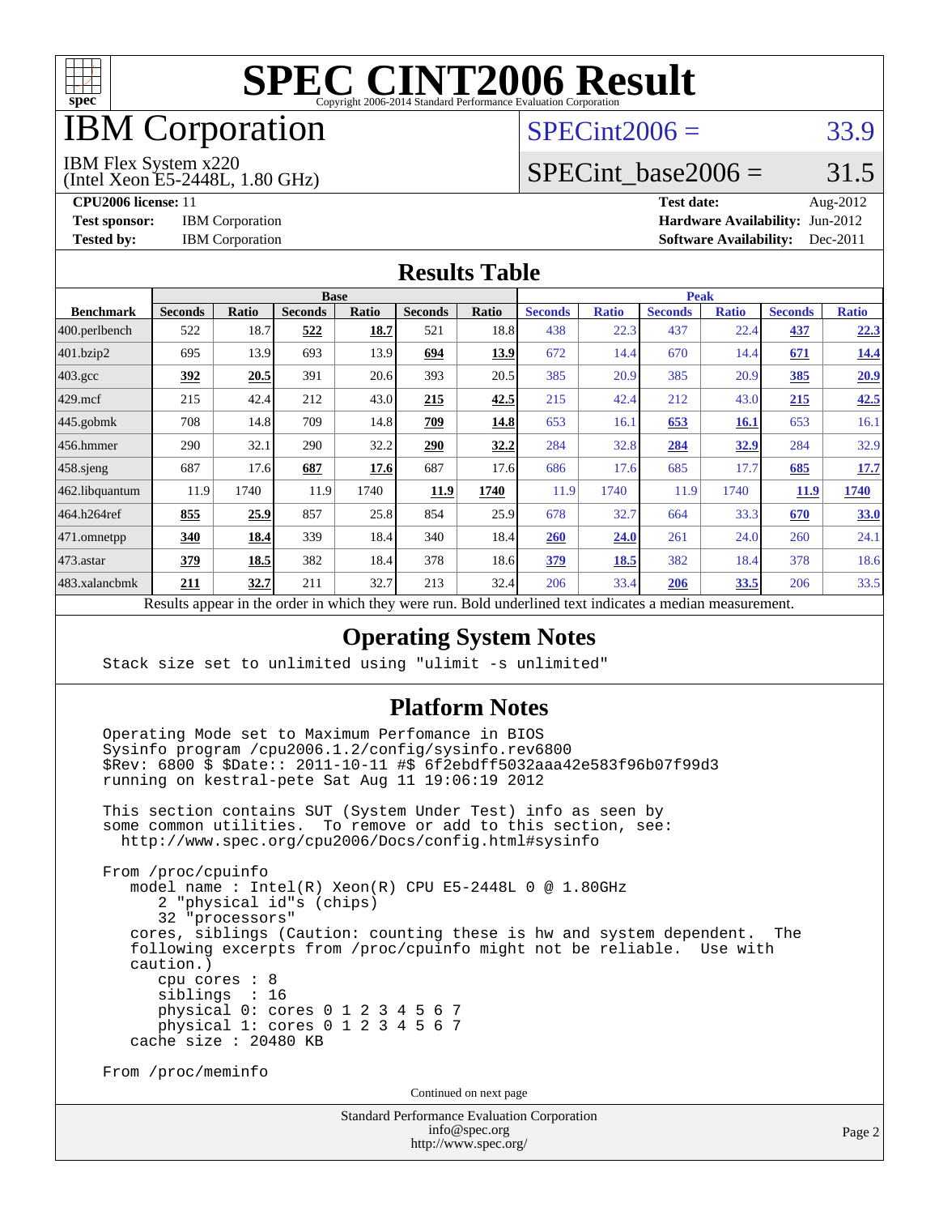# SPEC CINT2006 Result

Copyright 2006-2014 Standard Performance Evaluation Corporation

## IBM Corporation

IBM Flex System x220
(Intel Xeon E5-2448L, 1.80 GHz)

SPECint2006 = 33.9

SPECint_base2006 = 31.5

**CPU2006 license:** 11
**Test sponsor:** IBM Corporation
**Tested by:** IBM Corporation

**Test date:** Aug-2012
**Hardware Availability:** Jun-2012
**Software Availability:** Dec-2011

## Results Table

| Benchmark | Base | | | | | | Peak | | | | | |
|---|---|---|---|---|---|---|---|---|---|---|---|---|
| | Seconds | Ratio | Seconds | Ratio | Seconds | Ratio | Seconds | Ratio | Seconds | Ratio | Seconds | Ratio |
| 400.perlbench | 522 | 18.7 | **522** | **18.7** | 521 | 18.8 | 438 | 22.3 | 437 | 22.4 | **437** | **22.3** |
| 401.bzip2 | 695 | 13.9 | 693 | 13.9 | **694** | **13.9** | 672 | 14.4 | 670 | 14.4 | **671** | **14.4** |
| 403.gcc | **392** | **20.5** | 391 | 20.6 | 393 | 20.5 | 385 | 20.9 | 385 | 20.9 | **385** | **20.9** |
| 429.mcf | 215 | 42.4 | 212 | 43.0 | **215** | **42.5** | 215 | 42.4 | 212 | 43.0 | **215** | **42.5** |
| 445.gobmk | 708 | 14.8 | 709 | 14.8 | **709** | **14.8** | 653 | 16.1 | **653** | **16.1** | 653 | 16.1 |
| 456.hmmer | 290 | 32.1 | 290 | 32.2 | **290** | **32.2** | 284 | 32.8 | **284** | **32.9** | 284 | 32.9 |
| 458.sjeng | 687 | 17.6 | **687** | **17.6** | 687 | 17.6 | 686 | 17.6 | 685 | 17.7 | **685** | **17.7** |
| 462.libquantum | 11.9 | 1740 | 11.9 | 1740 | **11.9** | **1740** | 11.9 | 1740 | 11.9 | 1740 | **11.9** | **1740** |
| 464.h264ref | **855** | **25.9** | 857 | 25.8 | 854 | 25.9 | 678 | 32.7 | 664 | 33.3 | **670** | **33.0** |
| 471.omnetpp | **340** | **18.4** | 339 | 18.4 | 340 | 18.4 | **260** | **24.0** | 261 | 24.0 | 260 | 24.1 |
| 473.astar | **379** | **18.5** | 382 | 18.4 | 378 | 18.6 | **379** | **18.5** | 382 | 18.4 | 378 | 18.6 |
| 483.xalancbmk | **211** | **32.7** | 211 | 32.7 | 213 | 32.4 | 206 | 33.4 | **206** | **33.5** | 206 | 33.5 |

Results appear in the order in which they were run. Bold underlined text indicates a median measurement.

## Operating System Notes

```
Stack size set to unlimited using "ulimit -s unlimited"
```

## Platform Notes

```
Operating Mode set to Maximum Perfomance in BIOS
Sysinfo program /cpu2006.1.2/config/sysinfo.rev6800
$Rev: 6800 $ $Date:: 2011-10-11 #$ 6f2ebdff5032aaa42e583f96b07f99d3
running on kestral-pete Sat Aug 11 19:06:19 2012

This section contains SUT (System Under Test) info as seen by
some common utilities.  To remove or add to this section, see:
  http://www.spec.org/cpu2006/Docs/config.html#sysinfo

From /proc/cpuinfo
   model name : Intel(R) Xeon(R) CPU E5-2448L 0 @ 1.80GHz
      2 "physical id"s (chips)
      32 "processors"
   cores, siblings (Caution: counting these is hw and system dependent.  The
   following excerpts from /proc/cpuinfo might not be reliable.  Use with
   caution.)
      cpu cores : 8
      siblings  : 16
      physical 0: cores 0 1 2 3 4 5 6 7
      physical 1: cores 0 1 2 3 4 5 6 7
   cache size : 20480 KB

From /proc/meminfo
```

Continued on next page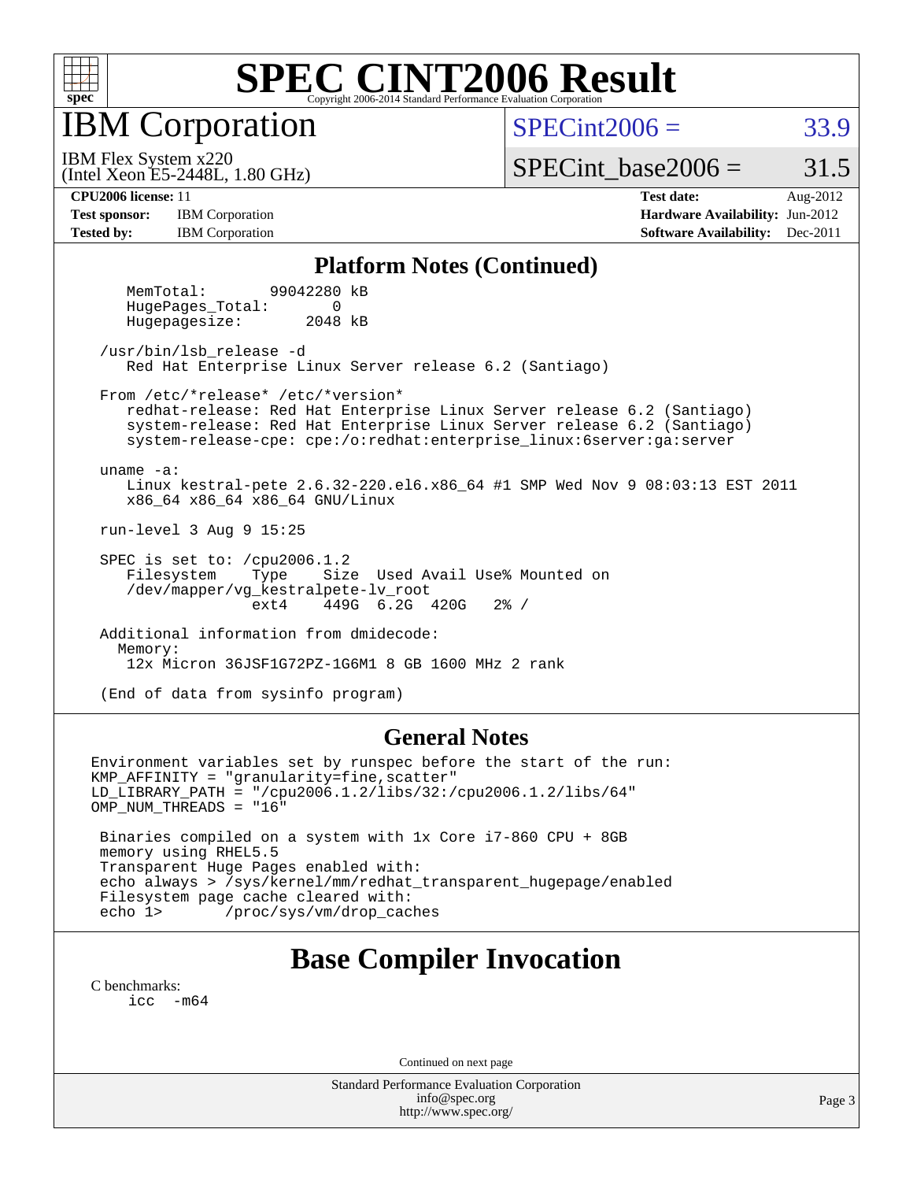# SPEC CINT2006 Result

## IBM Corporation

IBM Flex System x220
(Intel Xeon E5-2448L, 1.80 GHz)

SPECint2006 = 33.9

SPECint_base2006 = 31.5

**CPU2006 license:** 11
**Test sponsor:** IBM Corporation
**Tested by:** IBM Corporation

**Test date:** Aug-2012
**Hardware Availability:** Jun-2012
**Software Availability:** Dec-2011

### Platform Notes (Continued)

```
      MemTotal:       99042280 kB
      HugePages_Total:       0
      Hugepagesize:       2048 kB

   /usr/bin/lsb_release -d
      Red Hat Enterprise Linux Server release 6.2 (Santiago)

   From /etc/*release* /etc/*version*
      redhat-release: Red Hat Enterprise Linux Server release 6.2 (Santiago)
      system-release: Red Hat Enterprise Linux Server release 6.2 (Santiago)
      system-release-cpe: cpe:/o:redhat:enterprise_linux:6server:ga:server

   uname -a:
      Linux kestral-pete 2.6.32-220.el6.x86_64 #1 SMP Wed Nov 9 08:03:13 EST 2011
      x86_64 x86_64 x86_64 GNU/Linux

   run-level 3 Aug 9 15:25

   SPEC is set to: /cpu2006.1.2
      Filesystem    Type    Size  Used Avail Use% Mounted on
      /dev/mapper/vg_kestralpete-lv_root
                    ext4    449G  6.2G  420G   2% /

   Additional information from dmidecode:
     Memory:
      12x Micron 36JSF1G72PZ-1G6M1 8 GB 1600 MHz 2 rank

   (End of data from sysinfo program)
```

### General Notes

```
Environment variables set by runspec before the start of the run:
KMP_AFFINITY = "granularity=fine,scatter"
LD_LIBRARY_PATH = "/cpu2006.1.2/libs/32:/cpu2006.1.2/libs/64"
OMP_NUM_THREADS = "16"

 Binaries compiled on a system with 1x Core i7-860 CPU + 8GB
 memory using RHEL5.5
 Transparent Huge Pages enabled with:
 echo always > /sys/kernel/mm/redhat_transparent_hugepage/enabled
 Filesystem page cache cleared with:
 echo 1>       /proc/sys/vm/drop_caches
```

## Base Compiler Invocation

C benchmarks:
   icc -m64

Continued on next page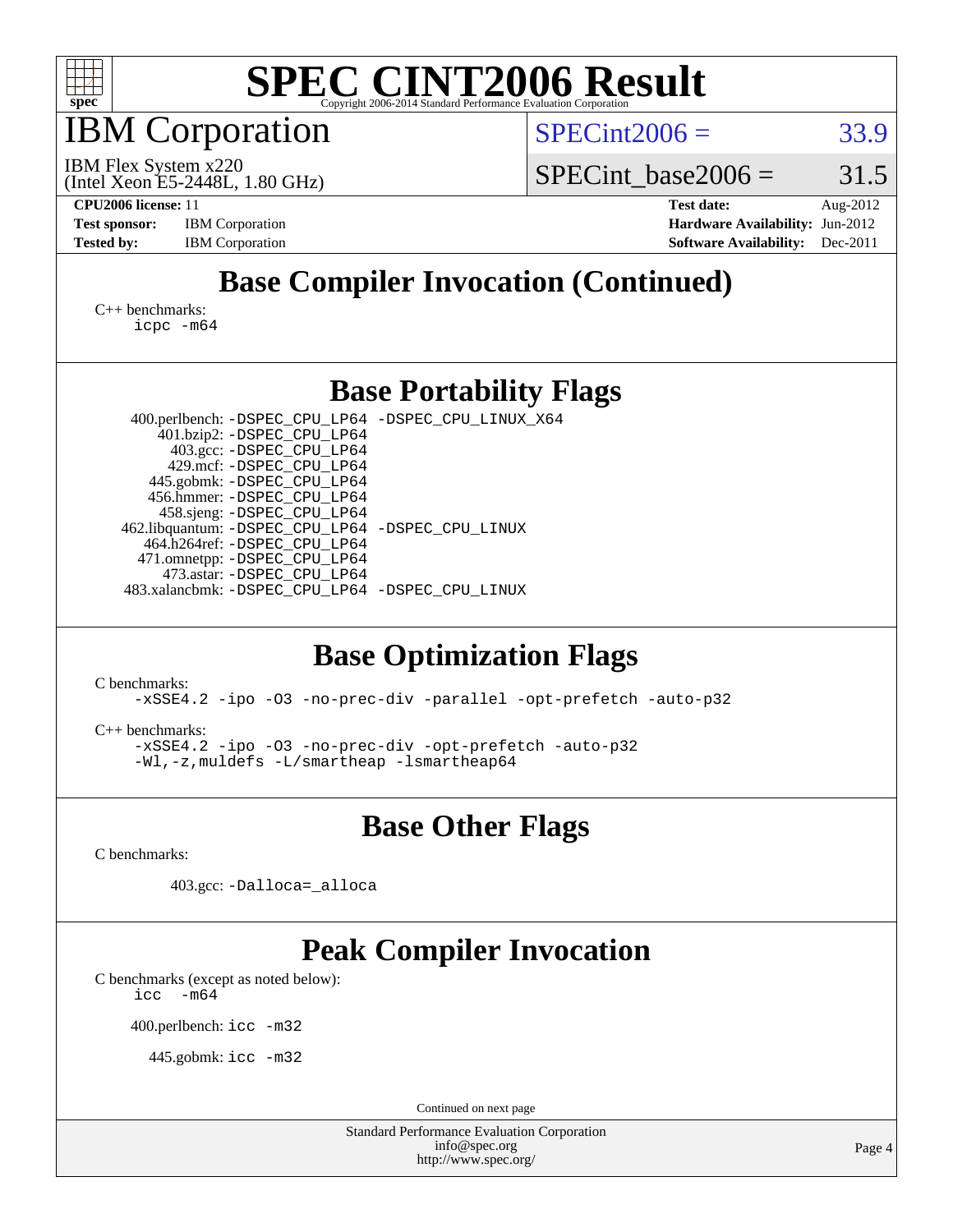# SPEC CINT2006 Result

## IBM Corporation

IBM Flex System x220
(Intel Xeon E5-2448L, 1.80 GHz)

SPECint2006 = 33.9

SPECint_base2006 = 31.5

**CPU2006 license:** 11
**Test sponsor:** IBM Corporation
**Tested by:** IBM Corporation

**Test date:** Aug-2012
**Hardware Availability:** Jun-2012
**Software Availability:** Dec-2011

## Base Compiler Invocation (Continued)

C++ benchmarks:
```
icpc -m64
```

## Base Portability Flags

```
400.perlbench: -DSPEC_CPU_LP64 -DSPEC_CPU_LINUX_X64
    401.bzip2: -DSPEC_CPU_LP64
      403.gcc: -DSPEC_CPU_LP64
      429.mcf: -DSPEC_CPU_LP64
   445.gobmk: -DSPEC_CPU_LP64
   456.hmmer: -DSPEC_CPU_LP64
   458.sjeng: -DSPEC_CPU_LP64
462.libquantum: -DSPEC_CPU_LP64 -DSPEC_CPU_LINUX
  464.h264ref: -DSPEC_CPU_LP64
  471.omnetpp: -DSPEC_CPU_LP64
    473.astar: -DSPEC_CPU_LP64
483.xalancbmk: -DSPEC_CPU_LP64 -DSPEC_CPU_LINUX
```

## Base Optimization Flags

C benchmarks:
```
-xSSE4.2 -ipo -O3 -no-prec-div -parallel -opt-prefetch -auto-p32
```

C++ benchmarks:
```
-xSSE4.2 -ipo -O3 -no-prec-div -opt-prefetch -auto-p32
-Wl,-z,muldefs -L/smartheap -lsmartheap64
```

## Base Other Flags

C benchmarks:

```
403.gcc: -Dalloca=_alloca
```

## Peak Compiler Invocation

C benchmarks (except as noted below):
```
icc  -m64
```

```
400.perlbench: icc -m32
```

```
445.gobmk: icc -m32
```

Continued on next page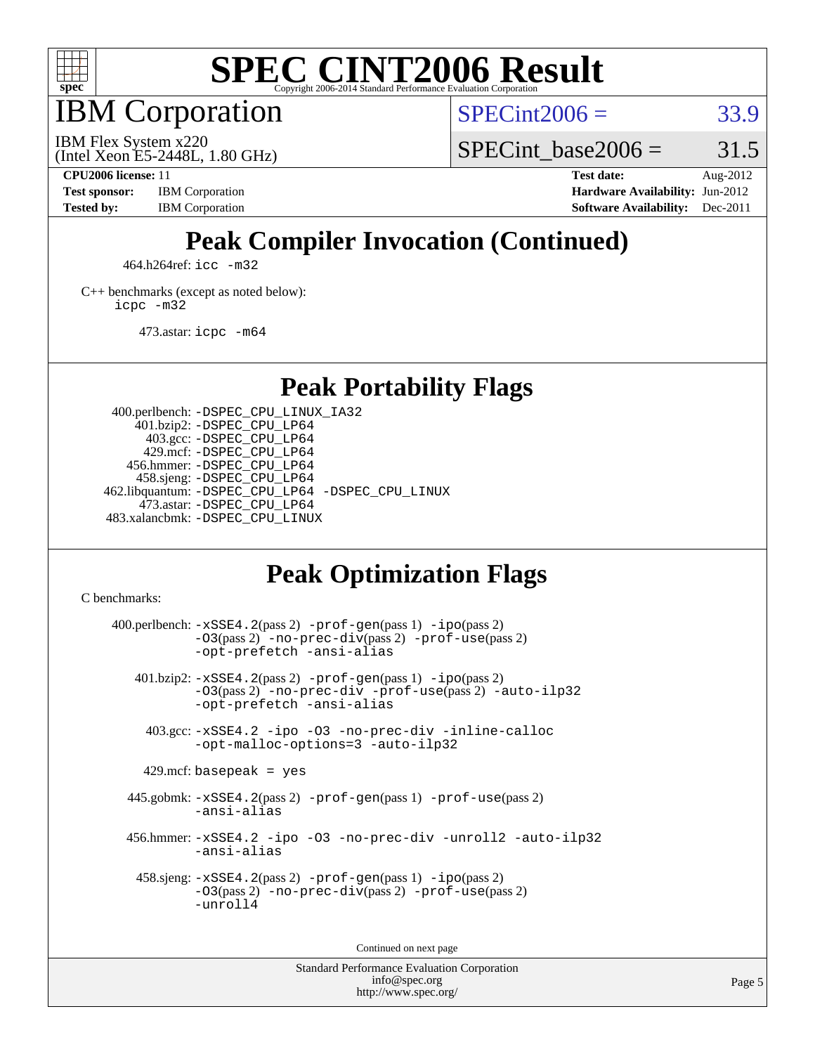# SPEC CINT2006 Result

Copyright 2006-2014 Standard Performance Evaluation Corporation

## IBM Corporation

IBM Flex System x220
(Intel Xeon E5-2448L, 1.80 GHz)

SPECint2006 = 33.9

SPECint_base2006 = 31.5

**CPU2006 license:** 11
**Test sponsor:** IBM Corporation
**Tested by:** IBM Corporation

**Test date:** Aug-2012
**Hardware Availability:** Jun-2012
**Software Availability:** Dec-2011

## Peak Compiler Invocation (Continued)

464.h264ref: `icc -m32`

C++ benchmarks (except as noted below):
`icpc -m32`

473.astar: `icpc -m64`

## Peak Portability Flags

400.perlbench: `-DSPEC_CPU_LINUX_IA32`
401.bzip2: `-DSPEC_CPU_LP64`
403.gcc: `-DSPEC_CPU_LP64`
429.mcf: `-DSPEC_CPU_LP64`
456.hmmer: `-DSPEC_CPU_LP64`
458.sjeng: `-DSPEC_CPU_LP64`
462.libquantum: `-DSPEC_CPU_LP64 -DSPEC_CPU_LINUX`
473.astar: `-DSPEC_CPU_LP64`
483.xalancbmk: `-DSPEC_CPU_LINUX`

## Peak Optimization Flags

C benchmarks:

400.perlbench: `-xSSE4.2`(pass 2) `-prof-gen`(pass 1) `-ipo`(pass 2) `-O3`(pass 2) `-no-prec-div`(pass 2) `-prof-use`(pass 2) `-opt-prefetch` `-ansi-alias`

401.bzip2: `-xSSE4.2`(pass 2) `-prof-gen`(pass 1) `-ipo`(pass 2) `-O3`(pass 2) `-no-prec-div` `-prof-use`(pass 2) `-auto-ilp32` `-opt-prefetch` `-ansi-alias`

403.gcc: `-xSSE4.2 -ipo -O3 -no-prec-div -inline-calloc -opt-malloc-options=3 -auto-ilp32`

429.mcf: `basepeak = yes`

445.gobmk: `-xSSE4.2`(pass 2) `-prof-gen`(pass 1) `-prof-use`(pass 2) `-ansi-alias`

456.hmmer: `-xSSE4.2 -ipo -O3 -no-prec-div -unroll2 -auto-ilp32 -ansi-alias`

458.sjeng: `-xSSE4.2`(pass 2) `-prof-gen`(pass 1) `-ipo`(pass 2) `-O3`(pass 2) `-no-prec-div`(pass 2) `-prof-use`(pass 2) `-unroll4`

Continued on next page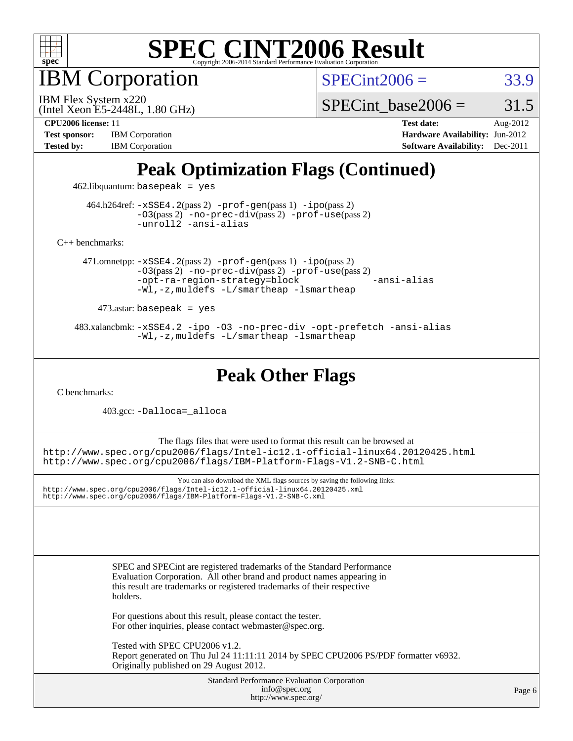# SPEC CINT2006 Result

Copyright 2006-2014 Standard Performance Evaluation Corporation

## IBM Corporation

IBM Flex System x220
(Intel Xeon E5-2448L, 1.80 GHz)

SPECint2006 = 33.9

SPECint_base2006 = 31.5

| | | | |
|---|---|---|---|
| **CPU2006 license:** 11 | | **Test date:** | Aug-2012 |
| **Test sponsor:** | IBM Corporation | **Hardware Availability:** | Jun-2012 |
| **Tested by:** | IBM Corporation | **Software Availability:** | Dec-2011 |

## Peak Optimization Flags (Continued)

462.libquantum: basepeak = yes

464.h264ref: -xSSE4.2(pass 2) -prof-gen(pass 1) -ipo(pass 2) -O3(pass 2) -no-prec-div(pass 2) -prof-use(pass 2) -unroll2 -ansi-alias

C++ benchmarks:

471.omnetpp: -xSSE4.2(pass 2) -prof-gen(pass 1) -ipo(pass 2) -O3(pass 2) -no-prec-div(pass 2) -prof-use(pass 2) -opt-ra-region-strategy=block -ansi-alias -Wl,-z,muldefs -L/smartheap -lsmartheap

473.astar: basepeak = yes

483.xalancbmk: -xSSE4.2 -ipo -O3 -no-prec-div -opt-prefetch -ansi-alias -Wl,-z,muldefs -L/smartheap -lsmartheap

## Peak Other Flags

C benchmarks:

403.gcc: -Dalloca=_alloca

The flags files that were used to format this result can be browsed at
http://www.spec.org/cpu2006/flags/Intel-ic12.1-official-linux64.20120425.html
http://www.spec.org/cpu2006/flags/IBM-Platform-Flags-V1.2-SNB-C.html

You can also download the XML flags sources by saving the following links:
http://www.spec.org/cpu2006/flags/Intel-ic12.1-official-linux64.20120425.xml
http://www.spec.org/cpu2006/flags/IBM-Platform-Flags-V1.2-SNB-C.xml

SPEC and SPECint are registered trademarks of the Standard Performance Evaluation Corporation. All other brand and product names appearing in this result are trademarks or registered trademarks of their respective holders.

For questions about this result, please contact the tester.
For other inquiries, please contact webmaster@spec.org.

Tested with SPEC CPU2006 v1.2.
Report generated on Thu Jul 24 11:11:11 2014 by SPEC CPU2006 PS/PDF formatter v6932.
Originally published on 29 August 2012.

Standard Performance Evaluation Corporation
info@spec.org
http://www.spec.org/